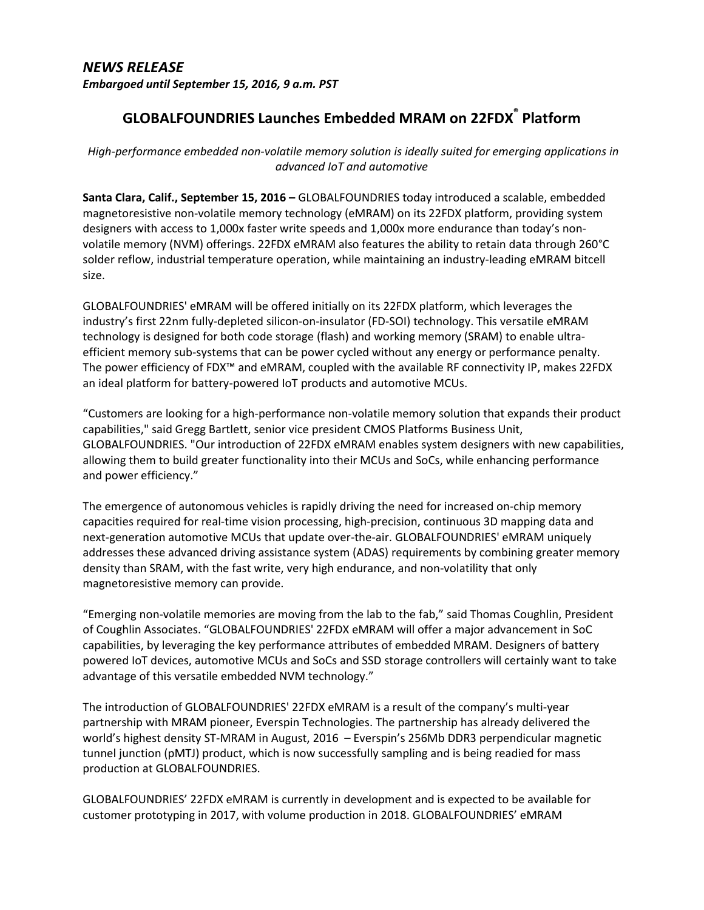*NEWS RELEASE*

***Embargoed until September 15, 2016, 9 a.m. PST***

# GLOBALFOUNDRIES Launches Embedded MRAM on 22FDX® Platform

*High-performance embedded non-volatile memory solution is ideally suited for emerging applications in advanced IoT and automotive*

**Santa Clara, Calif., September 15, 2016 –** GLOBALFOUNDRIES today introduced a scalable, embedded magnetoresistive non-volatile memory technology (eMRAM) on its 22FDX platform, providing system designers with access to 1,000x faster write speeds and 1,000x more endurance than today's non-volatile memory (NVM) offerings. 22FDX eMRAM also features the ability to retain data through 260°C solder reflow, industrial temperature operation, while maintaining an industry-leading eMRAM bitcell size.

GLOBALFOUNDRIES' eMRAM will be offered initially on its 22FDX platform, which leverages the industry's first 22nm fully-depleted silicon-on-insulator (FD-SOI) technology. This versatile eMRAM technology is designed for both code storage (flash) and working memory (SRAM) to enable ultra-efficient memory sub-systems that can be power cycled without any energy or performance penalty. The power efficiency of FDX™ and eMRAM, coupled with the available RF connectivity IP, makes 22FDX an ideal platform for battery-powered IoT products and automotive MCUs.

"Customers are looking for a high-performance non-volatile memory solution that expands their product capabilities," said Gregg Bartlett, senior vice president CMOS Platforms Business Unit, GLOBALFOUNDRIES. "Our introduction of 22FDX eMRAM enables system designers with new capabilities, allowing them to build greater functionality into their MCUs and SoCs, while enhancing performance and power efficiency."

The emergence of autonomous vehicles is rapidly driving the need for increased on-chip memory capacities required for real-time vision processing, high-precision, continuous 3D mapping data and next-generation automotive MCUs that update over-the-air. GLOBALFOUNDRIES' eMRAM uniquely addresses these advanced driving assistance system (ADAS) requirements by combining greater memory density than SRAM, with the fast write, very high endurance, and non-volatility that only magnetoresistive memory can provide.

"Emerging non-volatile memories are moving from the lab to the fab," said Thomas Coughlin, President of Coughlin Associates. "GLOBALFOUNDRIES' 22FDX eMRAM will offer a major advancement in SoC capabilities, by leveraging the key performance attributes of embedded MRAM. Designers of battery powered IoT devices, automotive MCUs and SoCs and SSD storage controllers will certainly want to take advantage of this versatile embedded NVM technology."

The introduction of GLOBALFOUNDRIES' 22FDX eMRAM is a result of the company's multi-year partnership with MRAM pioneer, Everspin Technologies. The partnership has already delivered the world's highest density ST-MRAM in August, 2016 – Everspin's 256Mb DDR3 perpendicular magnetic tunnel junction (pMTJ) product, which is now successfully sampling and is being readied for mass production at GLOBALFOUNDRIES.

GLOBALFOUNDRIES' 22FDX eMRAM is currently in development and is expected to be available for customer prototyping in 2017, with volume production in 2018. GLOBALFOUNDRIES' eMRAM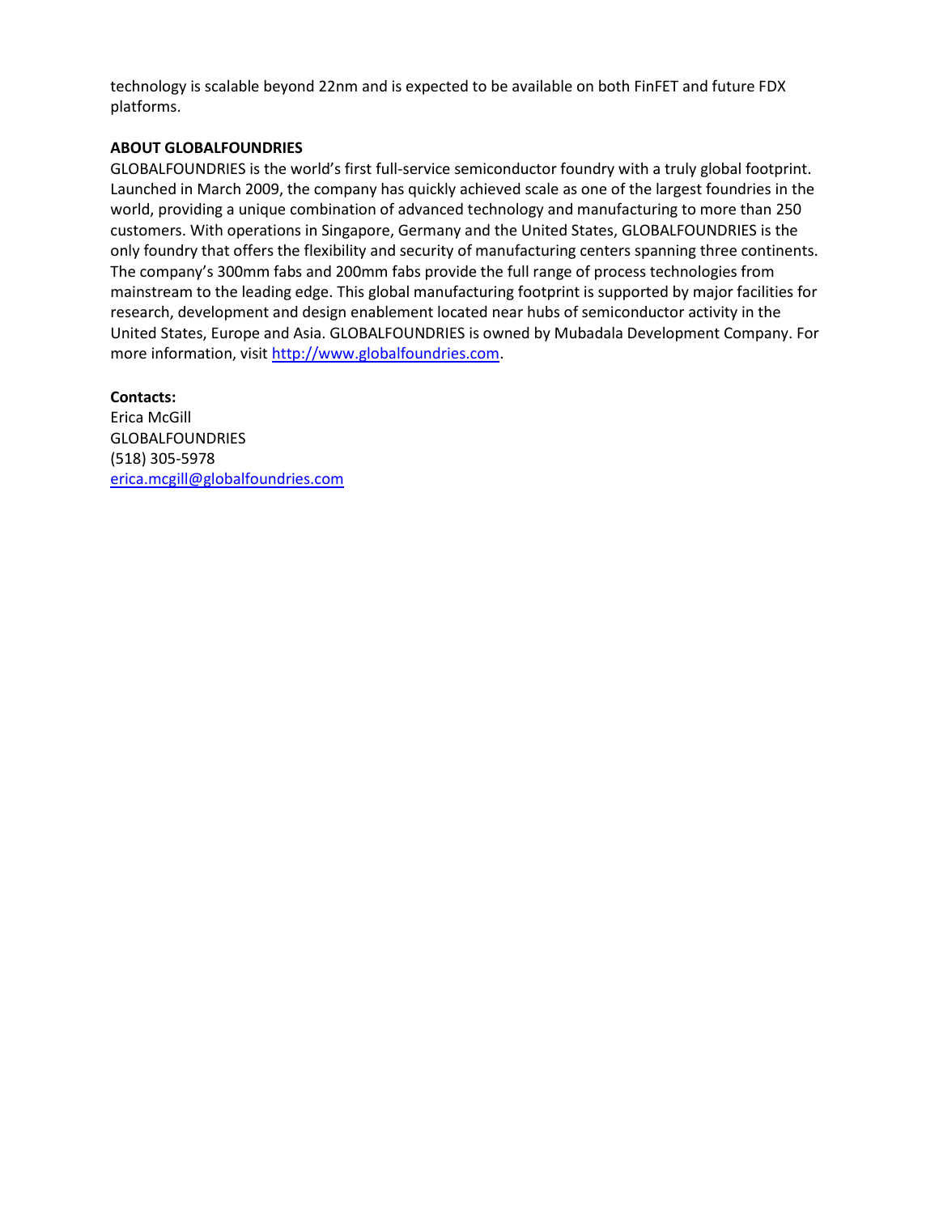technology is scalable beyond 22nm and is expected to be available on both FinFET and future FDX platforms.

**ABOUT GLOBALFOUNDRIES**

GLOBALFOUNDRIES is the world's first full-service semiconductor foundry with a truly global footprint. Launched in March 2009, the company has quickly achieved scale as one of the largest foundries in the world, providing a unique combination of advanced technology and manufacturing to more than 250 customers. With operations in Singapore, Germany and the United States, GLOBALFOUNDRIES is the only foundry that offers the flexibility and security of manufacturing centers spanning three continents. The company's 300mm fabs and 200mm fabs provide the full range of process technologies from mainstream to the leading edge. This global manufacturing footprint is supported by major facilities for research, development and design enablement located near hubs of semiconductor activity in the United States, Europe and Asia. GLOBALFOUNDRIES is owned by Mubadala Development Company. For more information, visit http://www.globalfoundries.com.

**Contacts:**

Erica McGill
GLOBALFOUNDRIES
(518) 305-5978
erica.mcgill@globalfoundries.com